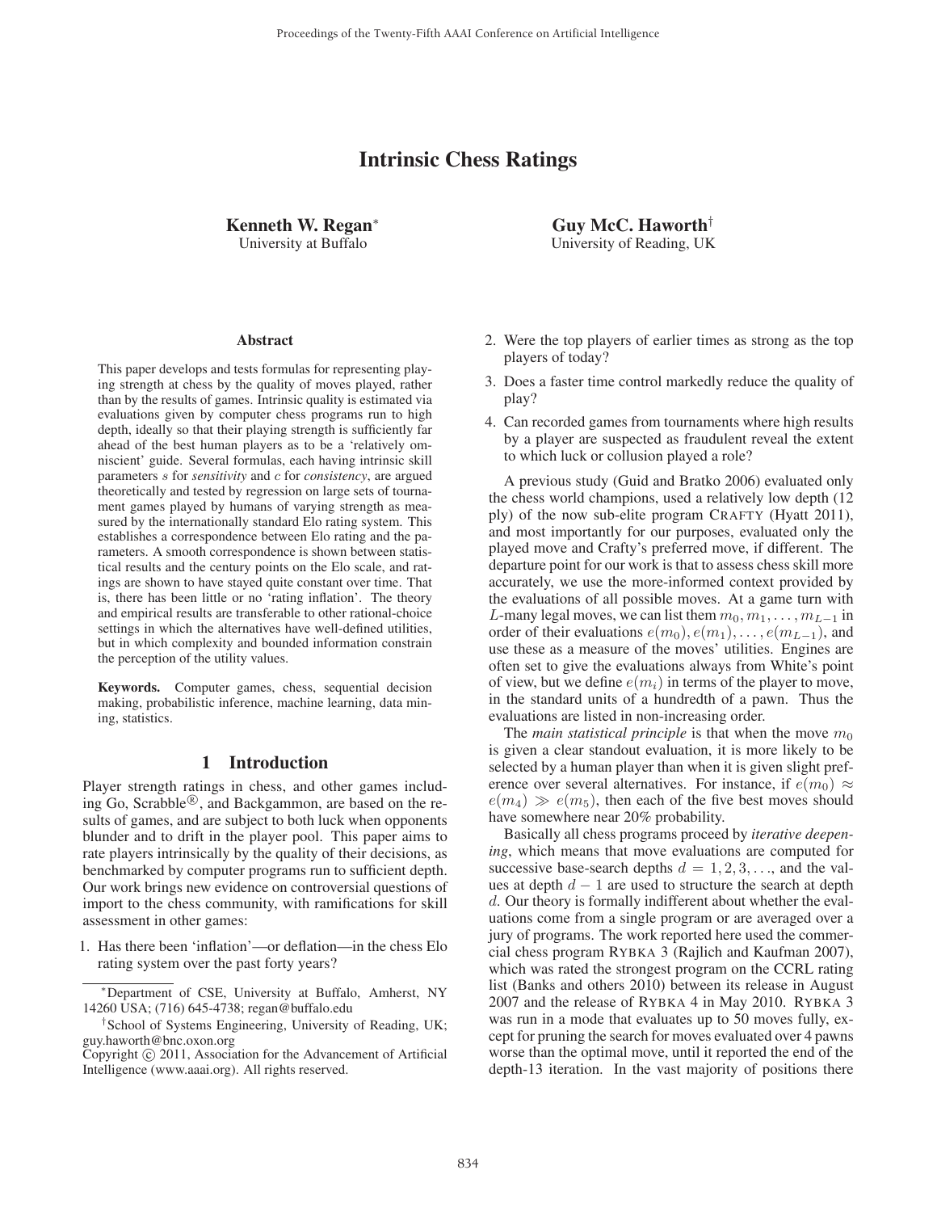# Intrinsic Chess Ratings

**Kenneth W. Regan**[*]
University at Buffalo

**Guy McC. Haworth**[†]
University of Reading, UK

### Abstract

This paper develops and tests formulas for representing playing strength at chess by the quality of moves played, rather than by the results of games. Intrinsic quality is estimated via evaluations given by computer chess programs run to high depth, ideally so that their playing strength is sufficiently far ahead of the best human players as to be a 'relatively omniscient' guide. Several formulas, each having intrinsic skill parameters $s$ for *sensitivity* and $c$ for *consistency*, are argued theoretically and tested by regression on large sets of tournament games played by humans of varying strength as measured by the internationally standard Elo rating system. This establishes a correspondence between Elo rating and the parameters. A smooth correspondence is shown between statistical results and the century points on the Elo scale, and ratings are shown to have stayed quite constant over time. That is, there has been little or no 'rating inflation'. The theory and empirical results are transferable to other rational-choice settings in which the alternatives have well-defined utilities, but in which complexity and bounded information constrain the perception of the utility values.

**Keywords.** Computer games, chess, sequential decision making, probabilistic inference, machine learning, data mining, statistics.

## 1 Introduction

Player strength ratings in chess, and other games including Go, Scrabble®, and Backgammon, are based on the results of games, and are subject to both luck when opponents blunder and to drift in the player pool. This paper aims to rate players intrinsically by the quality of their decisions, as benchmarked by computer programs run to sufficient depth. Our work brings new evidence on controversial questions of import to the chess community, with ramifications for skill assessment in other games:

1. Has there been 'inflation'—or deflation—in the chess Elo rating system over the past forty years?
2. Were the top players of earlier times as strong as the top players of today?
3. Does a faster time control markedly reduce the quality of play?
4. Can recorded games from tournaments where high results by a player are suspected as fraudulent reveal the extent to which luck or collusion played a role?

A previous study (Guid and Bratko 2006) evaluated only the chess world champions, used a relatively low depth (12 ply) of the now sub-elite program CRAFTY (Hyatt 2011), and most importantly for our purposes, evaluated only the played move and Crafty's preferred move, if different. The departure point for our work is that to assess chess skill more accurately, we use the more-informed context provided by the evaluations of all possible moves. At a game turn with $L$-many legal moves, we can list them $m_0, m_1, \ldots, m_{L-1}$ in order of their evaluations $e(m_0), e(m_1), \ldots, e(m_{L-1})$, and use these as a measure of the moves' utilities. Engines are often set to give the evaluations always from White's point of view, but we define $e(m_i)$ in terms of the player to move, in the standard units of a hundredth of a pawn. Thus the evaluations are listed in non-increasing order.

The *main statistical principle* is that when the move $m_0$ is given a clear standout evaluation, it is more likely to be selected by a human player than when it is given slight preference over several alternatives. For instance, if $e(m_0) \approx e(m_4) \gg e(m_5)$, then each of the five best moves should have somewhere near 20% probability.

Basically all chess programs proceed by *iterative deepening*, which means that move evaluations are computed for successive base-search depths $d = 1, 2, 3, \ldots$, and the values at depth $d-1$ are used to structure the search at depth $d$. Our theory is formally indifferent about whether the evaluations come from a single program or are averaged over a jury of programs. The work reported here used the commercial chess program RYBKA 3 (Rajlich and Kaufman 2007), which was rated the strongest program on the CCRL rating list (Banks and others 2010) between its release in August 2007 and the release of RYBKA 4 in May 2010. RYBKA 3 was run in a mode that evaluates up to 50 moves fully, except for pruning the search for moves evaluated over 4 pawns worse than the optimal move, until it reported the end of the depth-13 iteration. In the vast majority of positions there

---

[*] Department of CSE, University at Buffalo, Amherst, NY 14260 USA; (716) 645-4738; regan@buffalo.edu

[†] School of Systems Engineering, University of Reading, UK; guy.haworth@bnc.oxon.org

Copyright © 2011, Association for the Advancement of Artificial Intelligence (www.aaai.org). All rights reserved.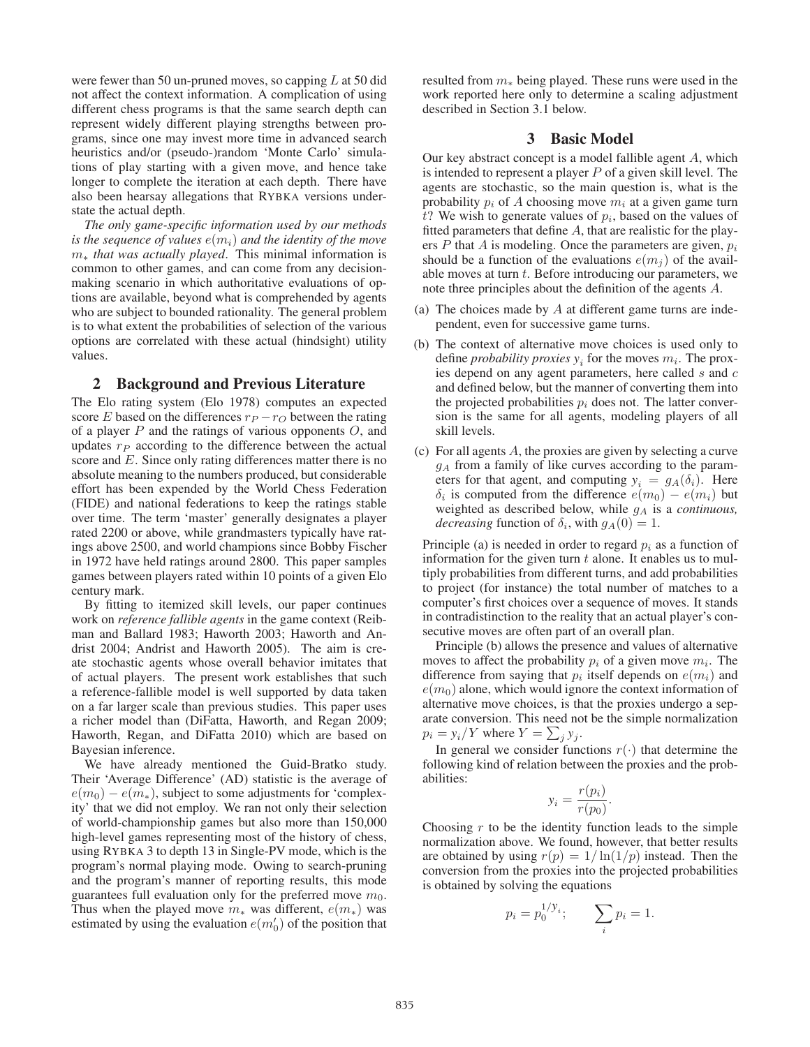were fewer than 50 un-pruned moves, so capping $L$ at 50 did not affect the context information. A complication of using different chess programs is that the same search depth can represent widely different playing strengths between programs, since one may invest more time in advanced search heuristics and/or (pseudo-)random 'Monte Carlo' simulations of play starting with a given move, and hence take longer to complete the iteration at each depth. There have also been hearsay allegations that RYBKA versions understate the actual depth.

*The only game-specific information used by our methods is the sequence of values $e(m_i)$ and the identity of the move $m_*$ that was actually played*. This minimal information is common to other games, and can come from any decision-making scenario in which authoritative evaluations of options are available, beyond what is comprehended by agents who are subject to bounded rationality. The general problem is to what extent the probabilities of selection of the various options are correlated with these actual (hindsight) utility values.

## 2 Background and Previous Literature

The Elo rating system (Elo 1978) computes an expected score $E$ based on the differences $r_P - r_O$ between the rating of a player $P$ and the ratings of various opponents $O$, and updates $r_P$ according to the difference between the actual score and $E$. Since only rating differences matter there is no absolute meaning to the numbers produced, but considerable effort has been expended by the World Chess Federation (FIDE) and national federations to keep the ratings stable over time. The term 'master' generally designates a player rated 2200 or above, while grandmasters typically have ratings above 2500, and world champions since Bobby Fischer in 1972 have held ratings around 2800. This paper samples games between players rated within 10 points of a given Elo century mark.

By fitting to itemized skill levels, our paper continues work on *reference fallible agents* in the game context (Reibman and Ballard 1983; Haworth 2003; Haworth and Andrist 2004; Andrist and Haworth 2005). The aim is create stochastic agents whose overall behavior imitates that of actual players. The present work establishes that such a reference-fallible model is well supported by data taken on a far larger scale than previous studies. This paper uses a richer model than (DiFatta, Haworth, and Regan 2009; Haworth, Regan, and DiFatta 2010) which are based on Bayesian inference.

We have already mentioned the Guid-Bratko study. Their 'Average Difference' (AD) statistic is the average of $e(m_0) - e(m_*)$, subject to some adjustments for 'complexity' that we did not employ. We ran not only their selection of world-championship games but also more than 150,000 high-level games representing most of the history of chess, using RYBKA 3 to depth 13 in Single-PV mode, which is the program's normal playing mode. Owing to search-pruning and the program's manner of reporting results, this mode guarantees full evaluation only for the preferred move $m_0$. Thus when the played move $m_*$ was different, $e(m_*)$ was estimated by using the evaluation $e(m_0')$ of the position that resulted from $m_*$ being played. These runs were used in the work reported here only to determine a scaling adjustment described in Section 3.1 below.

## 3 Basic Model

Our key abstract concept is a model fallible agent $A$, which is intended to represent a player $P$ of a given skill level. The agents are stochastic, so the main question is, what is the probability $p_i$ of $A$ choosing move $m_i$ at a given game turn $t$? We wish to generate values of $p_i$, based on the values of fitted parameters that define $A$, that are realistic for the players $P$ that $A$ is modeling. Once the parameters are given, $p_i$ should be a function of the evaluations $e(m_j)$ of the available moves at turn $t$. Before introducing our parameters, we note three principles about the definition of the agents $A$.

(a) The choices made by $A$ at different game turns are independent, even for successive game turns.

(b) The context of alternative move choices is used only to define *probability proxies* $y_i$ for the moves $m_i$. The proxies depend on any agent parameters, here called $s$ and $c$ and defined below, but the manner of converting them into the projected probabilities $p_i$ does not. The latter conversion is the same for all agents, modeling players of all skill levels.

(c) For all agents $A$, the proxies are given by selecting a curve $g_A$ from a family of like curves according to the parameters for that agent, and computing $y_i = g_A(\delta_i)$. Here $\delta_i$ is computed from the difference $e(m_0) - e(m_i)$ but weighted as described below, while $g_A$ is a *continuous, decreasing* function of $\delta_i$, with $g_A(0) = 1$.

Principle (a) is needed in order to regard $p_i$ as a function of information for the given turn $t$ alone. It enables us to multiply probabilities from different turns, and add probabilities to project (for instance) the total number of matches to a computer's first choices over a sequence of moves. It stands in contradistinction to the reality that an actual player's consecutive moves are often part of an overall plan.

Principle (b) allows the presence and values of alternative moves to affect the probability $p_i$ of a given move $m_i$. The difference from saying that $p_i$ itself depends on $e(m_i)$ and $e(m_0)$ alone, which would ignore the context information of alternative move choices, is that the proxies undergo a separate conversion. This need not be the simple normalization $p_i = y_i/Y$ where $Y = \sum_j y_j$.

In general we consider functions $r(\cdot)$ that determine the following kind of relation between the proxies and the probabilities:

$$y_i = \frac{r(p_i)}{r(p_0)}.$$

Choosing $r$ to be the identity function leads to the simple normalization above. We found, however, that better results are obtained by using $r(p) = 1/\ln(1/p)$ instead. Then the conversion from the proxies into the projected probabilities is obtained by solving the equations

$$p_i = p_0^{1/y_i}; \qquad \sum_i p_i = 1.$$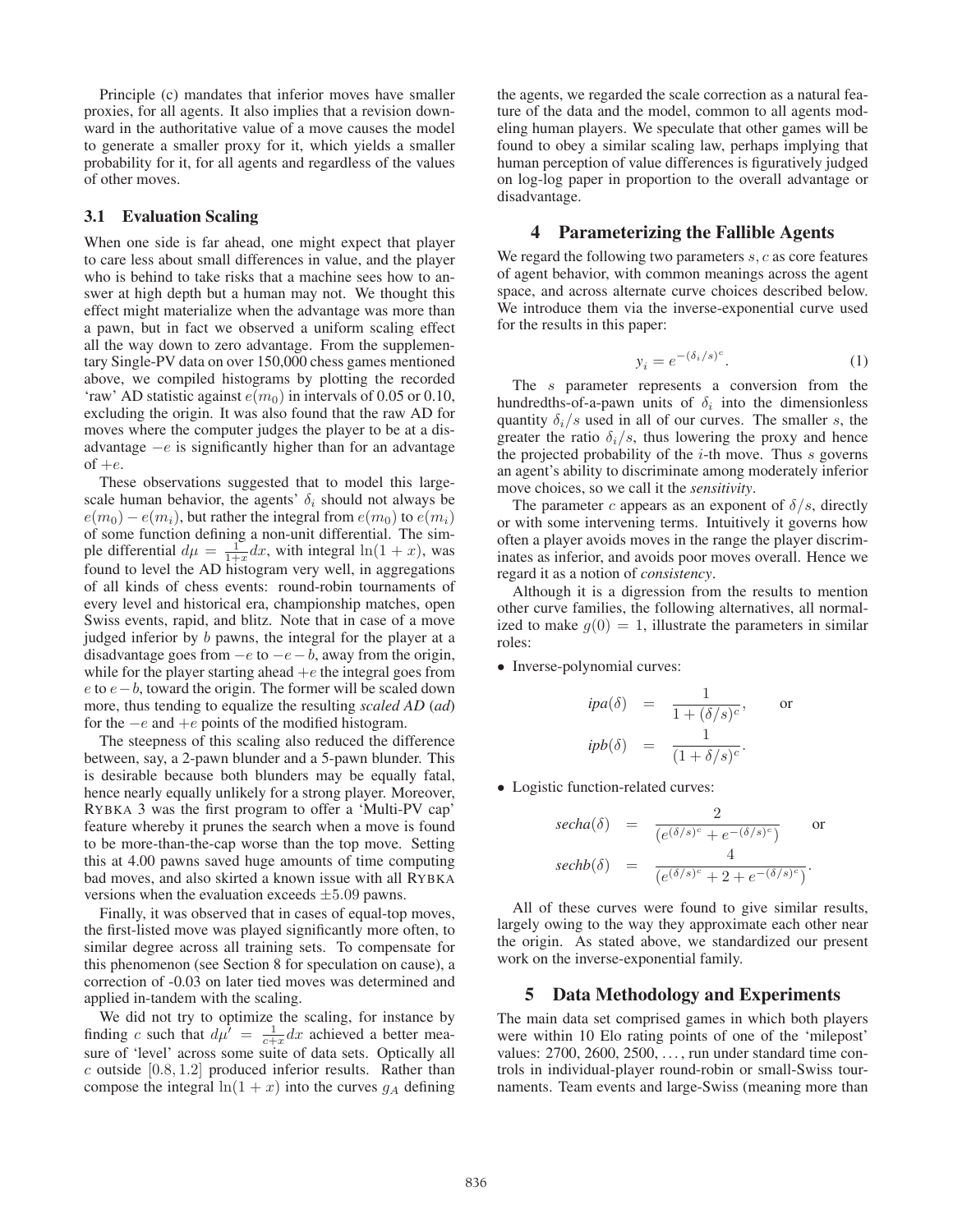Principle (c) mandates that inferior moves have smaller proxies, for all agents. It also implies that a revision downward in the authoritative value of a move causes the model to generate a smaller proxy for it, which yields a smaller probability for it, for all agents and regardless of the values of other moves.

### 3.1 Evaluation Scaling

When one side is far ahead, one might expect that player to care less about small differences in value, and the player who is behind to take risks that a machine sees how to answer at high depth but a human may not. We thought this effect might materialize when the advantage was more than a pawn, but in fact we observed a uniform scaling effect all the way down to zero advantage. From the supplementary Single-PV data on over 150,000 chess games mentioned above, we compiled histograms by plotting the recorded 'raw' AD statistic against $e(m_0)$ in intervals of 0.05 or 0.10, excluding the origin. It was also found that the raw AD for moves where the computer judges the player to be at a disadvantage $-e$ is significantly higher than for an advantage of $+e$.

These observations suggested that to model this large-scale human behavior, the agents' $\delta_i$ should not always be $e(m_0) - e(m_i)$, but rather the integral from $e(m_0)$ to $e(m_i)$ of some function defining a non-unit differential. The simple differential $d\mu = \frac{1}{1+x}dx$, with integral $\ln(1+x)$, was found to level the AD histogram very well, in aggregations of all kinds of chess events: round-robin tournaments of every level and historical era, championship matches, open Swiss events, rapid, and blitz. Note that in case of a move judged inferior by $b$ pawns, the integral for the player at a disadvantage goes from $-e$ to $-e-b$, away from the origin, while for the player starting ahead $+e$ the integral goes from $e$ to $e-b$, toward the origin. The former will be scaled down more, thus tending to equalize the resulting *scaled AD* (*ad*) for the $-e$ and $+e$ points of the modified histogram.

The steepness of this scaling also reduced the difference between, say, a 2-pawn blunder and a 5-pawn blunder. This is desirable because both blunders may be equally fatal, hence nearly equally unlikely for a strong player. Moreover, RYBKA 3 was the first program to offer a 'Multi-PV cap' feature whereby it prunes the search when a move is found to be more-than-the-cap worse than the top move. Setting this at 4.00 pawns saved huge amounts of time computing bad moves, and also skirted a known issue with all RYBKA versions when the evaluation exceeds $\pm 5.09$ pawns.

Finally, it was observed that in cases of equal-top moves, the first-listed move was played significantly more often, to similar degree across all training sets. To compensate for this phenomenon (see Section 8 for speculation on cause), a correction of -0.03 on later tied moves was determined and applied in-tandem with the scaling.

We did not try to optimize the scaling, for instance by finding $c$ such that $d\mu' = \frac{1}{c+x}dx$ achieved a better measure of 'level' across some suite of data sets. Optically all $c$ outside $[0.8, 1.2]$ produced inferior results. Rather than compose the integral $\ln(1+x)$ into the curves $g_A$ defining the agents, we regarded the scale correction as a natural feature of the data and the model, common to all agents modeling human players. We speculate that other games will be found to obey a similar scaling law, perhaps implying that human perception of value differences is figuratively judged on log-log paper in proportion to the overall advantage or disadvantage.

## 4 Parameterizing the Fallible Agents

We regard the following two parameters $s, c$ as core features of agent behavior, with common meanings across the agent space, and across alternate curve choices described below. We introduce them via the inverse-exponential curve used for the results in this paper:

$$y_i = e^{-(\delta_i/s)^c}. \tag{1}$$

The $s$ parameter represents a conversion from the hundredths-of-a-pawn units of $\delta_i$ into the dimensionless quantity $\delta_i/s$ used in all of our curves. The smaller $s$, the greater the ratio $\delta_i/s$, thus lowering the proxy and hence the projected probability of the $i$-th move. Thus $s$ governs an agent's ability to discriminate among moderately inferior move choices, so we call it the ***sensitivity***.

The parameter $c$ appears as an exponent of $\delta/s$, directly or with some intervening terms. Intuitively it governs how often a player avoids moves in the range the player discriminates as inferior, and avoids poor moves overall. Hence we regard it as a notion of *consistency*.

Although it is a digression from the results to mention other curve families, the following alternatives, all normalized to make $g(0) = 1$, illustrate the parameters in similar roles:

- Inverse-polynomial curves:

$$ipa(\delta) = \frac{1}{1 + (\delta/s)^c}, \qquad \text{or}$$

$$ipb(\delta) = \frac{1}{(1 + \delta/s)^c}.$$

- Logistic function-related curves:

$$secha(\delta) = \frac{2}{(e^{(\delta/s)^c} + e^{-(\delta/s)^c})} \qquad \text{or}$$

$$sechb(\delta) = \frac{4}{(e^{(\delta/s)^c} + 2 + e^{-(\delta/s)^c})}.$$

All of these curves were found to give similar results, largely owing to the way they approximate each other near the origin. As stated above, we standardized our present work on the inverse-exponential family.

## 5 Data Methodology and Experiments

The main data set comprised games in which both players were within 10 Elo rating points of one of the 'milepost' values: 2700, 2600, 2500, ..., run under standard time controls in individual-player round-robin or small-Swiss tournaments. Team events and large-Swiss (meaning more than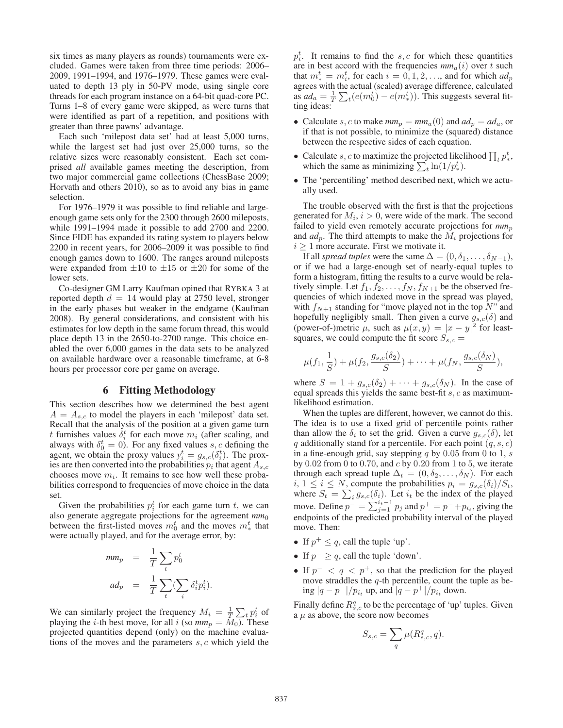six times as many players as rounds) tournaments were excluded. Games were taken from three time periods: 2006–2009, 1991–1994, and 1976–1979. These games were evaluated to depth 13 ply in 50-PV mode, using single core threads for each program instance on a 64-bit quad-core PC. Turns 1–8 of every game were skipped, as were turns that were identified as part of a repetition, and positions with greater than three pawns' advantage.

Each such 'milepost data set' had at least 5,000 turns, while the largest set had just over 25,000 turns, so the relative sizes were reasonably consistent. Each set comprised *all* available games meeting the description, from two major commercial game collections (ChessBase 2009; Horvath and others 2010), so as to avoid any bias in game selection.

For 1976–1979 it was possible to find reliable and large-enough game sets only for the 2300 through 2600 mileposts, while 1991–1994 made it possible to add 2700 and 2200. Since FIDE has expanded its rating system to players below 2200 in recent years, for 2006–2009 it was possible to find enough games down to 1600. The ranges around mileposts were expanded from $\pm 10$ to $\pm 15$ or $\pm 20$ for some of the lower sets.

Co-designer GM Larry Kaufman opined that RYBKA 3 at reported depth $d = 14$ would play at 2750 level, stronger in the early phases but weaker in the endgame (Kaufman 2008). By general considerations, and consistent with his estimates for low depth in the same forum thread, this would place depth 13 in the 2650-to-2700 range. This choice enabled the over 6,000 games in the data sets to be analyzed on available hardware over a reasonable timeframe, at 6-8 hours per processor core per game on average.

## 6 Fitting Methodology

This section describes how we determined the best agent $A = A_{s,c}$ to model the players in each 'milepost' data set. Recall that the analysis of the position at a given game turn $t$ furnishes values $\delta_i^t$ for each move $m_i$ (after scaling, and always with $\delta_0^t = 0$). For any fixed values $s, c$ defining the agent, we obtain the proxy values $y_i^t = g_{s,c}(\delta_i^t)$. The proxies are then converted into the probabilities $p_i$ that agent $A_{s,c}$ chooses move $m_i$. It remains to see how well these probabilities correspond to frequencies of move choice in the data set.

Given the probabilities $p_i^t$ for each game turn $t$, we can also generate aggregate projections for the agreement $mm_0$ between the first-listed moves $m_0^t$ and the moves $m_*^t$ that were actually played, and for the average error, by:

$$
\begin{aligned}
mm_p &= \frac{1}{T}\sum_t p_0^t \\
ad_p &= \frac{1}{T}\sum_t (\sum_i \delta_i^t p_i^t).
\end{aligned}
$$

We can similarly project the frequency $M_i = \frac{1}{T}\sum_t p_i^t$ of playing the $i$-th best move, for all $i$ (so $mm_p = M_0$). These projected quantities depend (only) on the machine evaluations of the moves and the parameters $s, c$ which yield the $p_i^t$. It remains to find the $s, c$ for which these quantities are in best accord with the frequencies $mm_a(i)$ over $t$ such that $m_*^t = m_i^t$, for each $i = 0, 1, 2, \ldots$, and for which $ad_p$ agrees with the actual (scaled) average difference, calculated as $ad_a = \frac{1}{T}\sum_t (e(m_0^t) - e(m_*^t))$. This suggests several fitting ideas:

- Calculate $s, c$ to make $mm_p = mm_a(0)$ and $ad_p = ad_a$, or if that is not possible, to minimize the (squared) distance between the respective sides of each equation.
- Calculate $s, c$ to maximize the projected likelihood $\prod_t p_*^t$, which the same as minimizing $\sum_t \ln(1/p_*^t)$.
- The 'percentiling' method described next, which we actually used.

The trouble observed with the first is that the projections generated for $M_i$, $i > 0$, were wide of the mark. The second failed to yield even remotely accurate projections for $mm_p$ and $ad_p$. The third attempts to make the $M_i$ projections for $i \geq 1$ more accurate. First we motivate it.

If all *spread tuples* were the same $\Delta = (0, \delta_1, \ldots, \delta_{N-1})$, or if we had a large-enough set of nearly-equal tuples to form a histogram, fitting the results to a curve would be relatively simple. Let $f_1, f_2, \ldots, f_N, f_{N+1}$ be the observed frequencies of which indexed move in the spread was played, with $f_{N+1}$ standing for "move played not in the top $N$" and hopefully negligibly small. Then given a curve $g_{s,c}(\delta)$ and (power-of-)metric $\mu$, such as $\mu(x, y) = |x - y|^2$ for least-squares, we could compute the fit score $S_{s,c} =$

$$
\mu(f_1, \frac{1}{S}) + \mu(f_2, \frac{g_{s,c}(\delta_2)}{S}) + \cdots + \mu(f_N, \frac{g_{s,c}(\delta_N)}{S}),
$$

where $S = 1 + g_{s,c}(\delta_2) + \cdots + g_{s,c}(\delta_N)$. In the case of equal spreads this yields the same best-fit $s, c$ as maximum-likelihood estimation.

When the tuples are different, however, we cannot do this. The idea is to use a fixed grid of percentile points rather than allow the $\delta_i$ to set the grid. Given a curve $g_{s,c}(\delta)$, let $q$ additionally stand for a percentile. For each point $(q, s, c)$ in a fine-enough grid, say stepping $q$ by 0.05 from 0 to 1, $s$ by 0.02 from 0 to 0.70, and $c$ by 0.20 from 1 to 5, we iterate through each spread tuple $\Delta_t = (0, \delta_2, \ldots, \delta_N)$. For each $i$, $1 \leq i \leq N$, compute the probabilities $p_i = g_{s,c}(\delta_i)/S_t$, where $S_t = \sum_i g_{s,c}(\delta_i)$. Let $i_t$ be the index of the played move. Define $p^- = \sum_{j=1}^{i_t - 1} p_j$ and $p^+ = p^- + p_{i_t}$, giving the endpoints of the predicted probability interval of the played move. Then:

- If $p^+ \leq q$, call the tuple 'up'.
- If $p^- \geq q$, call the tuple 'down'.
- If $p^- < q < p^+$, so that the prediction for the played move straddles the $q$-th percentile, count the tuple as being $|q - p^-|/p_{i_t}$ up, and $|q - p^+|/p_{i_t}$ down.

Finally define $R_{s,c}^q$ to be the percentage of 'up' tuples. Given a $\mu$ as above, the score now becomes

$$
S_{s,c} = \sum_q \mu(R_{s,c}^q, q).
$$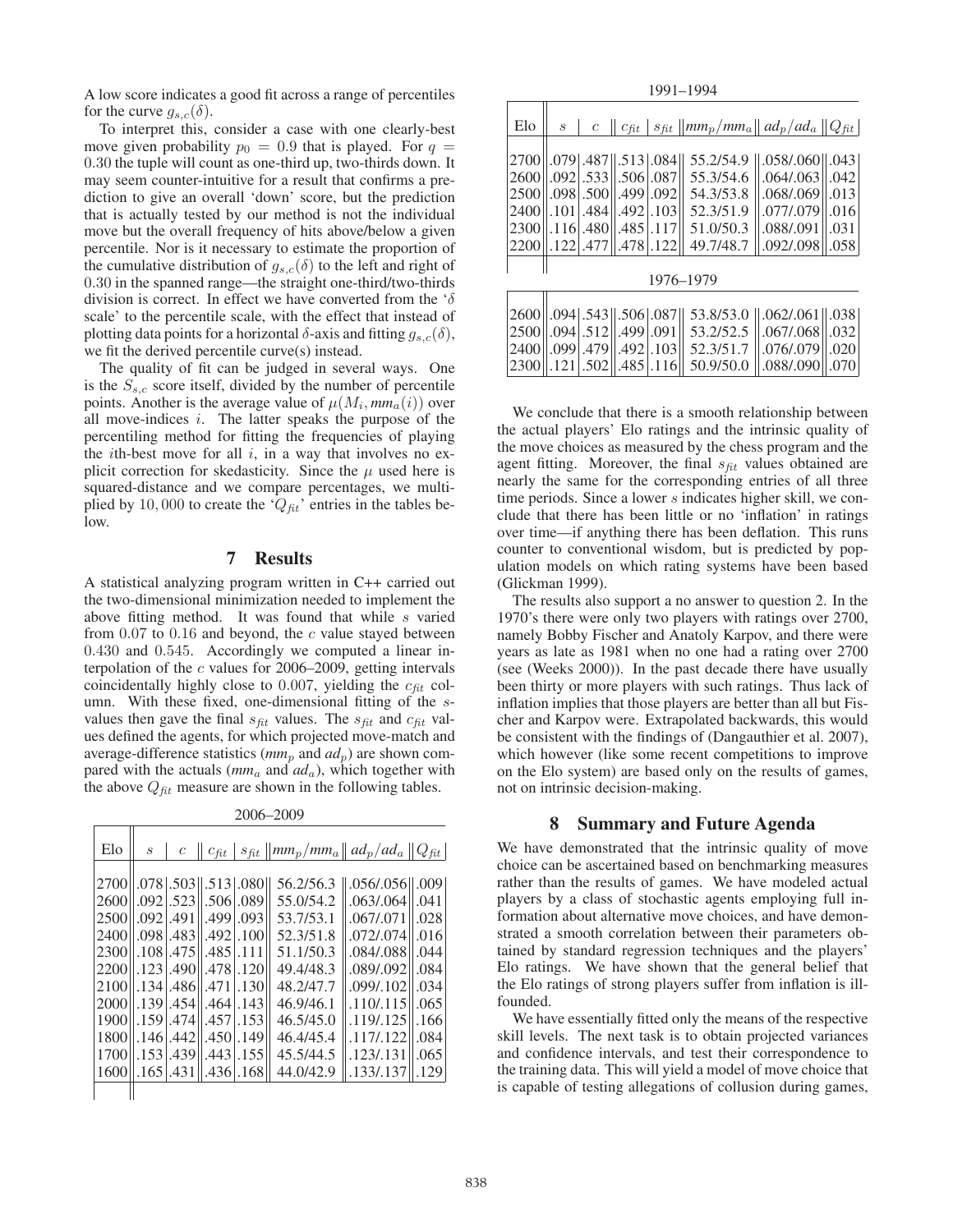A low score indicates a good fit across a range of percentiles for the curve $g_{s,c}(\delta)$.

To interpret this, consider a case with one clearly-best move given probability $p_0 = 0.9$ that is played. For $q = 0.30$ the tuple will count as one-third up, two-thirds down. It may seem counter-intuitive for a result that confirms a prediction to give an overall 'down' score, but the prediction that is actually tested by our method is not the individual move but the overall frequency of hits above/below a given percentile. Nor is it necessary to estimate the proportion of the cumulative distribution of $g_{s,c}(\delta)$ to the left and right of 0.30 in the spanned range—the straight one-third/two-thirds division is correct. In effect we have converted from the '$\delta$ scale' to the percentile scale, with the effect that instead of plotting data points for a horizontal $\delta$-axis and fitting $g_{s,c}(\delta)$, we fit the derived percentile curve(s) instead.

The quality of fit can be judged in several ways. One is the $S_{s,c}$ score itself, divided by the number of percentile points. Another is the average value of $\mu(M_i, mm_a(i))$ over all move-indices $i$. The latter speaks the purpose of the percentiling method for fitting the frequencies of playing the $i$th-best move for all $i$, in a way that involves no explicit correction for skedasticity. Since the $\mu$ used here is squared-distance and we compare percentages, we multiplied by 10,000 to create the '$Q_{fit}$' entries in the tables below.

## 7 Results

A statistical analyzing program written in C++ carried out the two-dimensional minimization needed to implement the above fitting method. It was found that while $s$ varied from 0.07 to 0.16 and beyond, the $c$ value stayed between 0.430 and 0.545. Accordingly we computed a linear interpolation of the $c$ values for 2006–2009, getting intervals coincidentally highly close to 0.007, yielding the $c_{fit}$ column. With these fixed, one-dimensional fitting of the $s$-values then gave the final $s_{fit}$ values. The $s_{fit}$ and $c_{fit}$ values defined the agents, for which projected move-match and average-difference statistics ($mm_p$ and $ad_p$) are shown compared with the actuals ($mm_a$ and $ad_a$), which together with the above $Q_{fit}$ measure are shown in the following tables.

2006–2009

| Elo | $s$ | $c$ | $c_{fit}$ | $s_{fit}$ | $mm_p/mm_a$ | $ad_p/ad_a$ | $Q_{fit}$ |
|---|---|---|---|---|---|---|---|
| 2700 | .078 | .503 | .513 | .080 | 56.2/56.3 | .056/.056 | .009 |
| 2600 | .092 | .523 | .506 | .089 | 55.0/54.2 | .063/.064 | .041 |
| 2500 | .092 | .491 | .499 | .093 | 53.7/53.1 | .067/.071 | .028 |
| 2400 | .098 | .483 | .492 | .100 | 52.3/51.8 | .072/.074 | .016 |
| 2300 | .108 | .475 | .485 | .111 | 51.1/50.3 | .084/.088 | .044 |
| 2200 | .123 | .490 | .478 | .120 | 49.4/48.3 | .089/.092 | .084 |
| 2100 | .134 | .486 | .471 | .130 | 48.2/47.7 | .099/.102 | .034 |
| 2000 | .139 | .454 | .464 | .143 | 46.9/46.1 | .110/.115 | .065 |
| 1900 | .159 | .474 | .457 | .153 | 46.5/45.0 | .119/.125 | .166 |
| 1800 | .146 | .442 | .450 | .149 | 46.4/45.4 | .117/.122 | .084 |
| 1700 | .153 | .439 | .443 | .155 | 45.5/44.5 | .123/.131 | .065 |
| 1600 | .165 | .431 | .436 | .168 | 44.0/42.9 | .133/.137 | .129 |

1991–1994

| Elo | $s$ | $c$ | $c_{fit}$ | $s_{fit}$ | $mm_p/mm_a$ | $ad_p/ad_a$ | $Q_{fit}$ |
|---|---|---|---|---|---|---|---|
| 2700 | .079 | .487 | .513 | .084 | 55.2/54.9 | .058/.060 | .043 |
| 2600 | .092 | .533 | .506 | .087 | 55.3/54.6 | .064/.063 | .042 |
| 2500 | .098 | .500 | .499 | .092 | 54.3/53.8 | .068/.069 | .013 |
| 2400 | .101 | .484 | .492 | .103 | 52.3/51.9 | .077/.079 | .016 |
| 2300 | .116 | .480 | .485 | .117 | 51.0/50.3 | .088/.091 | .031 |
| 2200 | .122 | .477 | .478 | .122 | 49.7/48.7 | .092/.098 | .058 |

1976–1979

| Elo | $s$ | $c$ | $c_{fit}$ | $s_{fit}$ | $mm_p/mm_a$ | $ad_p/ad_a$ | $Q_{fit}$ |
|---|---|---|---|---|---|---|---|
| 2600 | .094 | .543 | .506 | .087 | 53.8/53.0 | .062/.061 | .038 |
| 2500 | .094 | .512 | .499 | .091 | 53.2/52.5 | .067/.068 | .032 |
| 2400 | .099 | .479 | .492 | .103 | 52.3/51.7 | .076/.079 | .020 |
| 2300 | .121 | .502 | .485 | .116 | 50.9/50.0 | .088/.090 | .070 |

We conclude that there is a smooth relationship between the actual players' Elo ratings and the intrinsic quality of the move choices as measured by the chess program and the agent fitting. Moreover, the final $s_{fit}$ values obtained are nearly the same for the corresponding entries of all three time periods. Since a lower $s$ indicates higher skill, we conclude that there has been little or no 'inflation' in ratings over time—if anything there has been deflation. This runs counter to conventional wisdom, but is predicted by population models on which rating systems have been based (Glickman 1999).

The results also support a no answer to question 2. In the 1970's there were only two players with ratings over 2700, namely Bobby Fischer and Anatoly Karpov, and there were years as late as 1981 when no one had a rating over 2700 (see (Weeks 2000)). In the past decade there have usually been thirty or more players with such ratings. Thus lack of inflation implies that those players are better than all but Fischer and Karpov were. Extrapolated backwards, this would be consistent with the findings of (Dangauthier et al. 2007), which however (like some recent competitions to improve on the Elo system) are based only on the results of games, not on intrinsic decision-making.

## 8 Summary and Future Agenda

We have demonstrated that the intrinsic quality of move choice can be ascertained based on benchmarking measures rather than the results of games. We have modeled actual players by a class of stochastic agents employing full information about alternative move choices, and have demonstrated a smooth correlation between their parameters obtained by standard regression techniques and the players' Elo ratings. We have shown that the general belief that the Elo ratings of strong players suffer from inflation is ill-founded.

We have essentially fitted only the means of the respective skill levels. The next task is to obtain projected variances and confidence intervals, and test their correspondence to the training data. This will yield a model of move choice that is capable of testing allegations of collusion during games,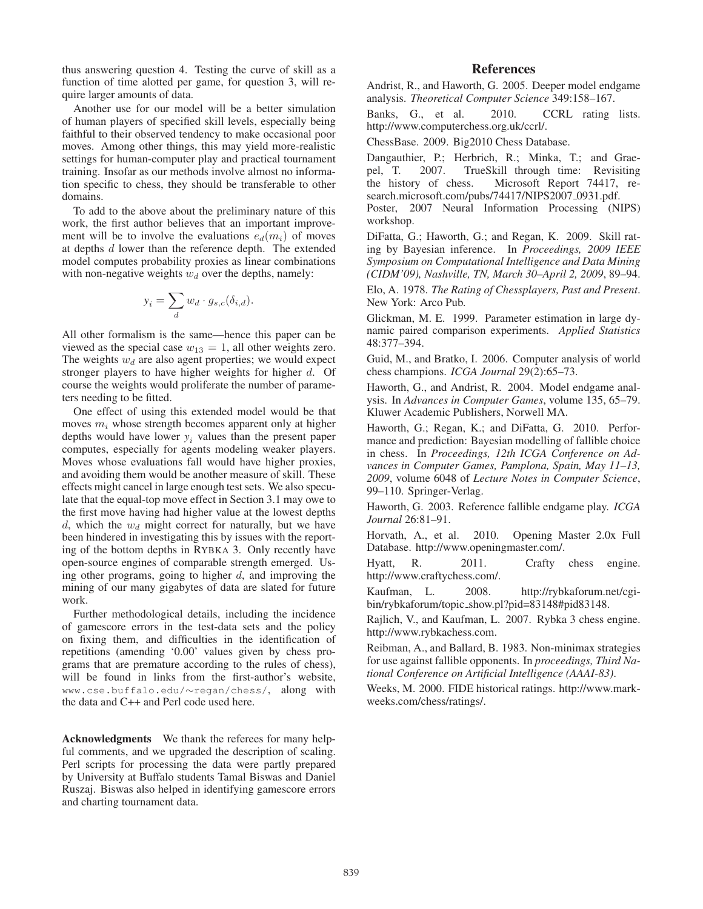thus answering question 4. Testing the curve of skill as a function of time alotted per game, for question 3, will require larger amounts of data.

Another use for our model will be a better simulation of human players of specified skill levels, especially being faithful to their observed tendency to make occasional poor moves. Among other things, this may yield more-realistic settings for human-computer play and practical tournament training. Insofar as our methods involve almost no information specific to chess, they should be transferable to other domains.

To add to the above about the preliminary nature of this work, the first author believes that an important improvement will be to involve the evaluations $e_d(m_i)$ of moves at depths $d$ lower than the reference depth. The extended model computes probability proxies as linear combinations with non-negative weights $w_d$ over the depths, namely:

$$y_i = \sum_d w_d \cdot g_{s,c}(\delta_{i,d}).$$

All other formalism is the same—hence this paper can be viewed as the special case $w_{13} = 1$, all other weights zero. The weights $w_d$ are also agent properties; we would expect stronger players to have higher weights for higher $d$. Of course the weights would proliferate the number of parameters needing to be fitted.

One effect of using this extended model would be that moves $m_i$ whose strength becomes apparent only at higher depths would have lower $y_i$ values than the present paper computes, especially for agents modeling weaker players. Moves whose evaluations fall would have higher proxies, and avoiding them would be another measure of skill. These effects might cancel in large enough test sets. We also speculate that the equal-top move effect in Section 3.1 may owe to the first move having had higher value at the lowest depths $d$, which the $w_d$ might correct for naturally, but we have been hindered in investigating this by issues with the reporting of the bottom depths in RYBKA 3. Only recently have open-source engines of comparable strength emerged. Using other programs, going to higher $d$, and improving the mining of our many gigabytes of data are slated for future work.

Further methodological details, including the incidence of gamescore errors in the test-data sets and the policy on fixing them, and difficulties in the identification of repetitions (amending '0.00' values given by chess programs that are premature according to the rules of chess), will be found in links from the first-author's website, `www.cse.buffalo.edu/∼regan/chess/`, along with the data and C++ and Perl code used here.

**Acknowledgments** We thank the referees for many helpful comments, and we upgraded the description of scaling. Perl scripts for processing the data were partly prepared by University at Buffalo students Tamal Biswas and Daniel Ruszaj. Biswas also helped in identifying gamescore errors and charting tournament data.

## References

Andrist, R., and Haworth, G. 2005. Deeper model endgame analysis. *Theoretical Computer Science* 349:158–167.

Banks, G., et al. 2010. CCRL rating lists. http://www.computerchess.org.uk/ccrl/.

ChessBase. 2009. Big2010 Chess Database.

Dangauthier, P.; Herbrich, R.; Minka, T.; and Graepel, T. 2007. TrueSkill through time: Revisiting the history of chess. Microsoft Report 74417, research.microsoft.com/pubs/74417/NIPS2007_0931.pdf. Poster, 2007 Neural Information Processing (NIPS) workshop.

DiFatta, G.; Haworth, G.; and Regan, K. 2009. Skill rating by Bayesian inference. In *Proceedings, 2009 IEEE Symposium on Computational Intelligence and Data Mining (CIDM'09), Nashville, TN, March 30–April 2, 2009*, 89–94.

Elo, A. 1978. *The Rating of Chessplayers, Past and Present*. New York: Arco Pub.

Glickman, M. E. 1999. Parameter estimation in large dynamic paired comparison experiments. *Applied Statistics* 48:377–394.

Guid, M., and Bratko, I. 2006. Computer analysis of world chess champions. *ICGA Journal* 29(2):65–73.

Haworth, G., and Andrist, R. 2004. Model endgame analysis. In *Advances in Computer Games*, volume 135, 65–79. Kluwer Academic Publishers, Norwell MA.

Haworth, G.; Regan, K.; and DiFatta, G. 2010. Performance and prediction: Bayesian modelling of fallible choice in chess. In *Proceedings, 12th ICGA Conference on Advances in Computer Games, Pamplona, Spain, May 11–13, 2009*, volume 6048 of *Lecture Notes in Computer Science*, 99–110. Springer-Verlag.

Haworth, G. 2003. Reference fallible endgame play. *ICGA Journal* 26:81–91.

Horvath, A., et al. 2010. Opening Master 2.0x Full Database. http://www.openingmaster.com/.

Hyatt, R. 2011. Crafty chess engine. http://www.craftychess.com/.

Kaufman, L. 2008. http://rybkaforum.net/cgi-bin/rybkaforum/topic_show.pl?pid=83148#pid83148.

Rajlich, V., and Kaufman, L. 2007. Rybka 3 chess engine. http://www.rybkachess.com.

Reibman, A., and Ballard, B. 1983. Non-minimax strategies for use against fallible opponents. In *proceedings, Third National Conference on Artificial Intelligence (AAAI-83)*.

Weeks, M. 2000. FIDE historical ratings. http://www.markweeks.com/chess/ratings/.